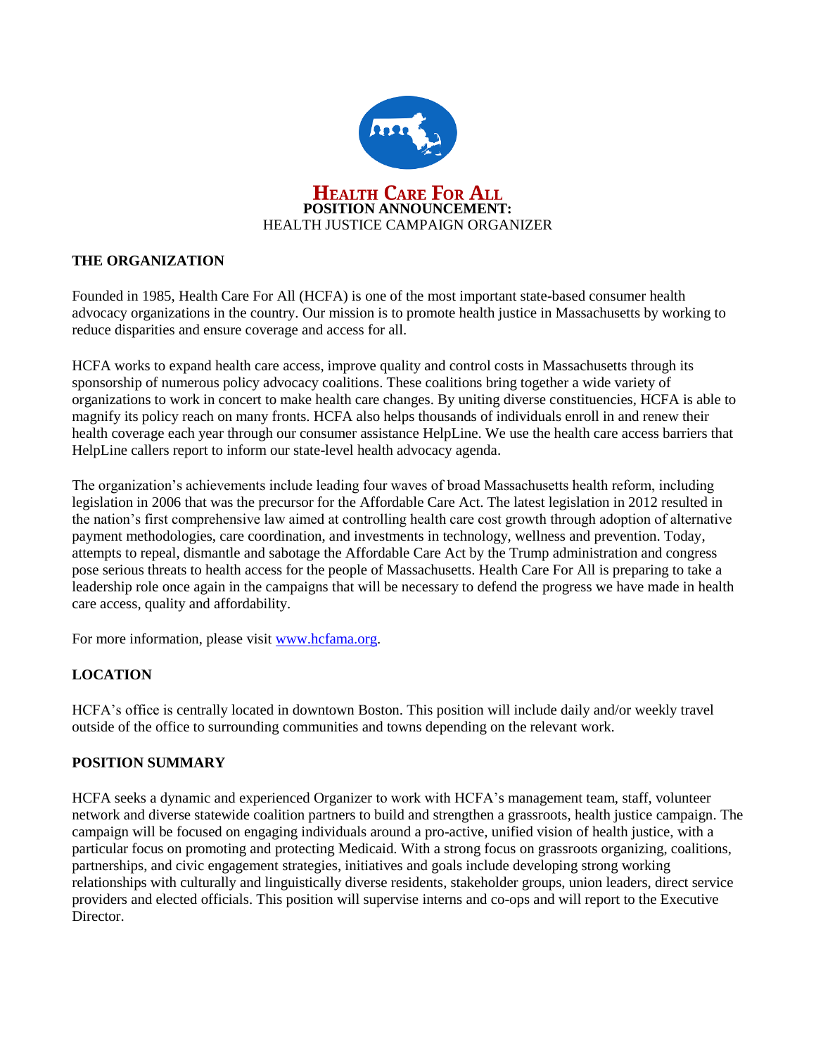# Health Care For All

**POSITION ANNOUNCEMENT:**

HEALTH JUSTICE CAMPAIGN ORGANIZER

## THE ORGANIZATION

Founded in 1985, Health Care For All (HCFA) is one of the most important state-based consumer health advocacy organizations in the country. Our mission is to promote health justice in Massachusetts by working to reduce disparities and ensure coverage and access for all.

HCFA works to expand health care access, improve quality and control costs in Massachusetts through its sponsorship of numerous policy advocacy coalitions. These coalitions bring together a wide variety of organizations to work in concert to make health care changes. By uniting diverse constituencies, HCFA is able to magnify its policy reach on many fronts. HCFA also helps thousands of individuals enroll in and renew their health coverage each year through our consumer assistance HelpLine. We use the health care access barriers that HelpLine callers report to inform our state-level health advocacy agenda.

The organization's achievements include leading four waves of broad Massachusetts health reform, including legislation in 2006 that was the precursor for the Affordable Care Act. The latest legislation in 2012 resulted in the nation's first comprehensive law aimed at controlling health care cost growth through adoption of alternative payment methodologies, care coordination, and investments in technology, wellness and prevention. Today, attempts to repeal, dismantle and sabotage the Affordable Care Act by the Trump administration and congress pose serious threats to health access for the people of Massachusetts. Health Care For All is preparing to take a leadership role once again in the campaigns that will be necessary to defend the progress we have made in health care access, quality and affordability.

For more information, please visit www.hcfama.org.

## LOCATION

HCFA's office is centrally located in downtown Boston. This position will include daily and/or weekly travel outside of the office to surrounding communities and towns depending on the relevant work.

## POSITION SUMMARY

HCFA seeks a dynamic and experienced Organizer to work with HCFA's management team, staff, volunteer network and diverse statewide coalition partners to build and strengthen a grassroots, health justice campaign. The campaign will be focused on engaging individuals around a pro-active, unified vision of health justice, with a particular focus on promoting and protecting Medicaid. With a strong focus on grassroots organizing, coalitions, partnerships, and civic engagement strategies, initiatives and goals include developing strong working relationships with culturally and linguistically diverse residents, stakeholder groups, union leaders, direct service providers and elected officials. This position will supervise interns and co-ops and will report to the Executive Director.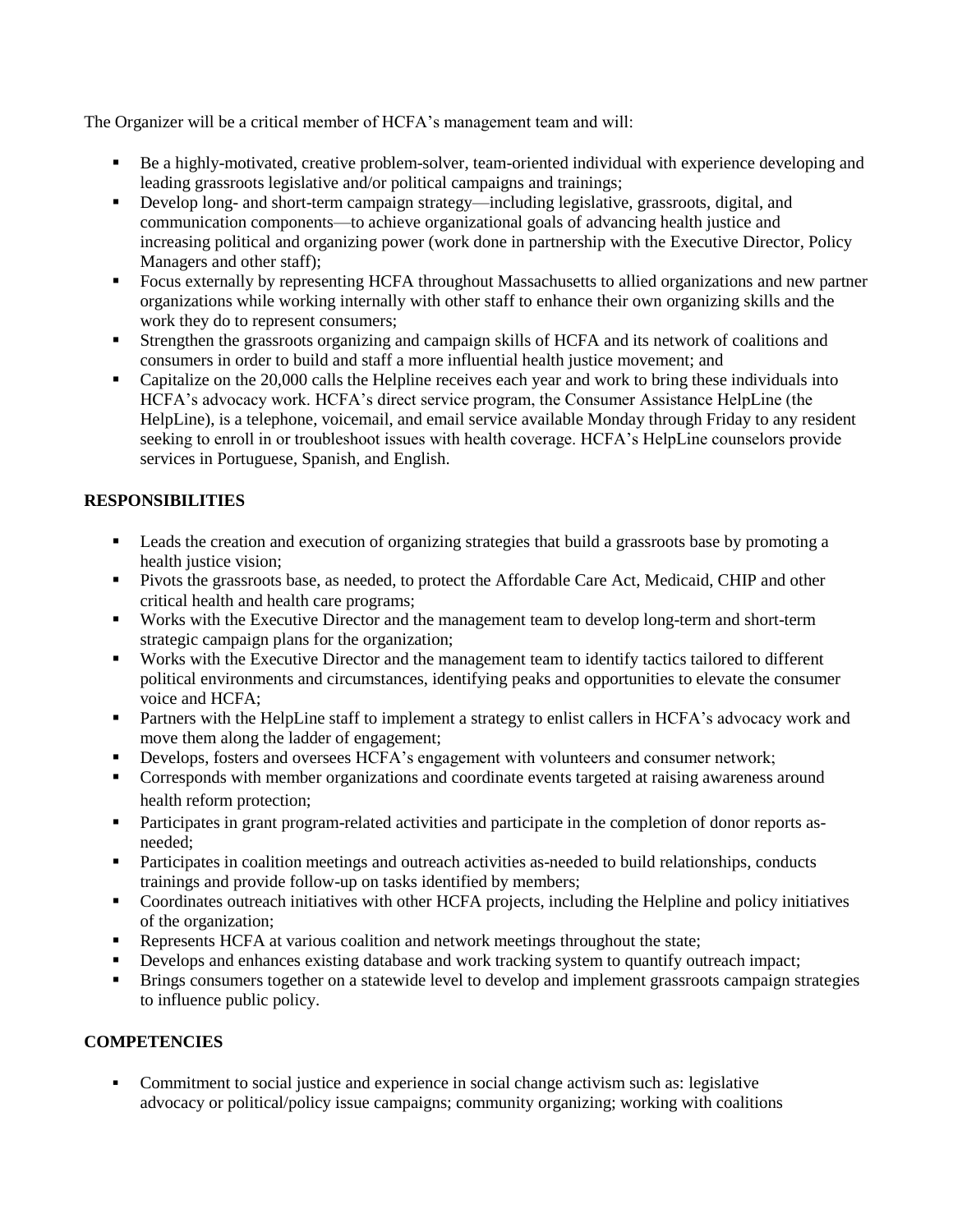The Organizer will be a critical member of HCFA's management team and will:

- Be a highly-motivated, creative problem-solver, team-oriented individual with experience developing and leading grassroots legislative and/or political campaigns and trainings;
- Develop long- and short-term campaign strategy—including legislative, grassroots, digital, and communication components—to achieve organizational goals of advancing health justice and increasing political and organizing power (work done in partnership with the Executive Director, Policy Managers and other staff);
- Focus externally by representing HCFA throughout Massachusetts to allied organizations and new partner organizations while working internally with other staff to enhance their own organizing skills and the work they do to represent consumers;
- Strengthen the grassroots organizing and campaign skills of HCFA and its network of coalitions and consumers in order to build and staff a more influential health justice movement; and
- Capitalize on the 20,000 calls the Helpline receives each year and work to bring these individuals into HCFA's advocacy work. HCFA's direct service program, the Consumer Assistance HelpLine (the HelpLine), is a telephone, voicemail, and email service available Monday through Friday to any resident seeking to enroll in or troubleshoot issues with health coverage. HCFA's HelpLine counselors provide services in Portuguese, Spanish, and English.

**RESPONSIBILITIES**

- Leads the creation and execution of organizing strategies that build a grassroots base by promoting a health justice vision;
- Pivots the grassroots base, as needed, to protect the Affordable Care Act, Medicaid, CHIP and other critical health and health care programs;
- Works with the Executive Director and the management team to develop long-term and short-term strategic campaign plans for the organization;
- Works with the Executive Director and the management team to identify tactics tailored to different political environments and circumstances, identifying peaks and opportunities to elevate the consumer voice and HCFA;
- Partners with the HelpLine staff to implement a strategy to enlist callers in HCFA's advocacy work and move them along the ladder of engagement;
- Develops, fosters and oversees HCFA's engagement with volunteers and consumer network;
- Corresponds with member organizations and coordinate events targeted at raising awareness around health reform protection;
- Participates in grant program-related activities and participate in the completion of donor reports as-needed;
- Participates in coalition meetings and outreach activities as-needed to build relationships, conducts trainings and provide follow-up on tasks identified by members;
- Coordinates outreach initiatives with other HCFA projects, including the Helpline and policy initiatives of the organization;
- Represents HCFA at various coalition and network meetings throughout the state;
- Develops and enhances existing database and work tracking system to quantify outreach impact;
- Brings consumers together on a statewide level to develop and implement grassroots campaign strategies to influence public policy.

**COMPETENCIES**

- Commitment to social justice and experience in social change activism such as: legislative advocacy or political/policy issue campaigns; community organizing; working with coalitions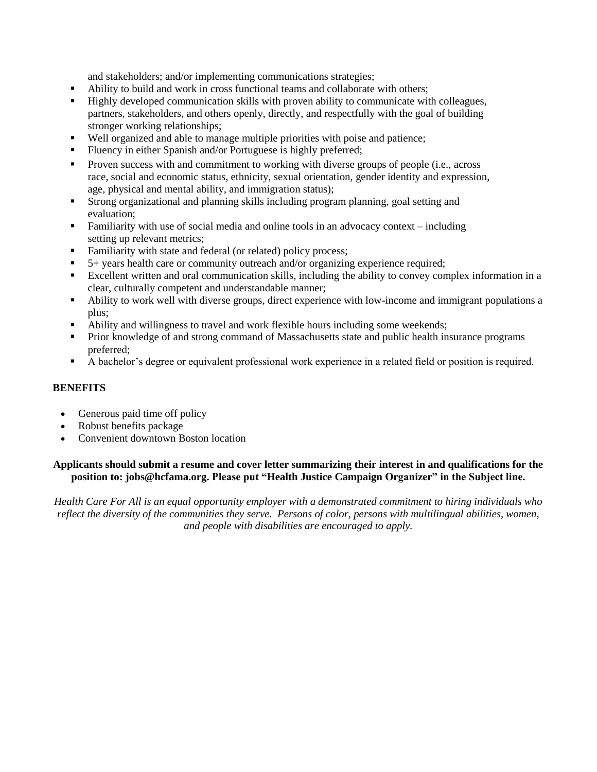and stakeholders; and/or implementing communications strategies;

- Ability to build and work in cross functional teams and collaborate with others;
- Highly developed communication skills with proven ability to communicate with colleagues, partners, stakeholders, and others openly, directly, and respectfully with the goal of building stronger working relationships;
- Well organized and able to manage multiple priorities with poise and patience;
- Fluency in either Spanish and/or Portuguese is highly preferred;
- Proven success with and commitment to working with diverse groups of people (i.e., across race, social and economic status, ethnicity, sexual orientation, gender identity and expression, age, physical and mental ability, and immigration status);
- Strong organizational and planning skills including program planning, goal setting and evaluation;
- Familiarity with use of social media and online tools in an advocacy context – including setting up relevant metrics;
- Familiarity with state and federal (or related) policy process;
- 5+ years health care or community outreach and/or organizing experience required;
- Excellent written and oral communication skills, including the ability to convey complex information in a clear, culturally competent and understandable manner;
- Ability to work well with diverse groups, direct experience with low-income and immigrant populations a plus;
- Ability and willingness to travel and work flexible hours including some weekends;
- Prior knowledge of and strong command of Massachusetts state and public health insurance programs preferred;
- A bachelor's degree or equivalent professional work experience in a related field or position is required.

**BENEFITS**

- Generous paid time off policy
- Robust benefits package
- Convenient downtown Boston location

**Applicants should submit a resume and cover letter summarizing their interest in and qualifications for the position to: jobs@hcfama.org. Please put "Health Justice Campaign Organizer" in the Subject line.**

*Health Care For All is an equal opportunity employer with a demonstrated commitment to hiring individuals who reflect the diversity of the communities they serve. Persons of color, persons with multilingual abilities, women, and people with disabilities are encouraged to apply.*